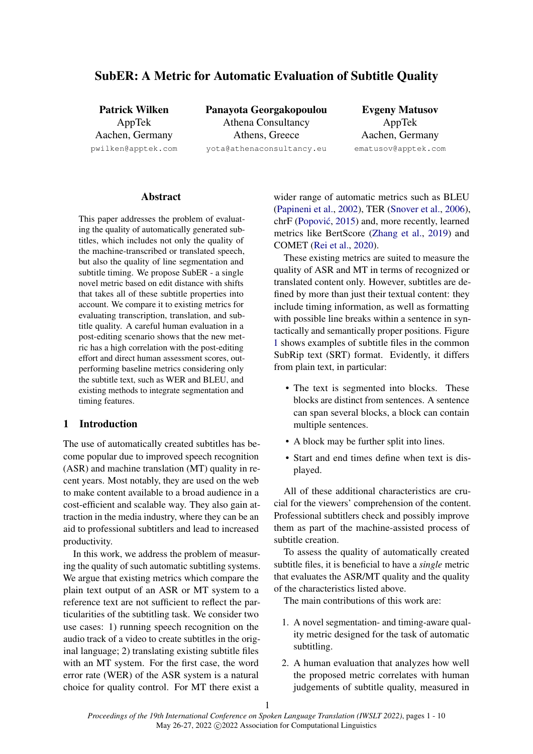# SubER: A Metric for Automatic Evaluation of Subtitle Quality

**Patrick Wilken**
AppTek
Aachen, Germany
pwilken@apptek.com

**Panayota Georgakopoulou**
Athena Consultancy
Athens, Greece
yota@athenaconsultancy.eu

**Evgeny Matusov**
AppTek
Aachen, Germany
ematusov@apptek.com

## Abstract

This paper addresses the problem of evaluating the quality of automatically generated subtitles, which includes not only the quality of the machine-transcribed or translated speech, but also the quality of line segmentation and subtitle timing. We propose SubER - a single novel metric based on edit distance with shifts that takes all of these subtitle properties into account. We compare it to existing metrics for evaluating transcription, translation, and subtitle quality. A careful human evaluation in a post-editing scenario shows that the new metric has a high correlation with the post-editing effort and direct human assessment scores, outperforming baseline metrics considering only the subtitle text, such as WER and BLEU, and existing methods to integrate segmentation and timing features.

## 1 Introduction

The use of automatically created subtitles has become popular due to improved speech recognition (ASR) and machine translation (MT) quality in recent years. Most notably, they are used on the web to make content available to a broad audience in a cost-efficient and scalable way. They also gain attraction in the media industry, where they can be an aid to professional subtitlers and lead to increased productivity.

In this work, we address the problem of measuring the quality of such automatic subtitling systems. We argue that existing metrics which compare the plain text output of an ASR or MT system to a reference text are not sufficient to reflect the particularities of the subtitling task. We consider two use cases: 1) running speech recognition on the audio track of a video to create subtitles in the original language; 2) translating existing subtitle files with an MT system. For the first case, the word error rate (WER) of the ASR system is a natural choice for quality control. For MT there exist a wider range of automatic metrics such as BLEU (Papineni et al., 2002), TER (Snover et al., 2006), chrF (Popović, 2015) and, more recently, learned metrics like BertScore (Zhang et al., 2019) and COMET (Rei et al., 2020).

These existing metrics are suited to measure the quality of ASR and MT in terms of recognized or translated content only. However, subtitles are defined by more than just their textual content: they include timing information, as well as formatting with possible line breaks within a sentence in syntactically and semantically proper positions. Figure 1 shows examples of subtitle files in the common SubRip text (SRT) format. Evidently, it differs from plain text, in particular:

- The text is segmented into blocks. These blocks are distinct from sentences. A sentence can span several blocks, a block can contain multiple sentences.
- A block may be further split into lines.
- Start and end times define when text is displayed.

All of these additional characteristics are crucial for the viewers' comprehension of the content. Professional subtitlers check and possibly improve them as part of the machine-assisted process of subtitle creation.

To assess the quality of automatically created subtitle files, it is beneficial to have a *single* metric that evaluates the ASR/MT quality and the quality of the characteristics listed above.

The main contributions of this work are:

1. A novel segmentation- and timing-aware quality metric designed for the task of automatic subtitling.
2. A human evaluation that analyzes how well the proposed metric correlates with human judgements of subtitle quality, measured in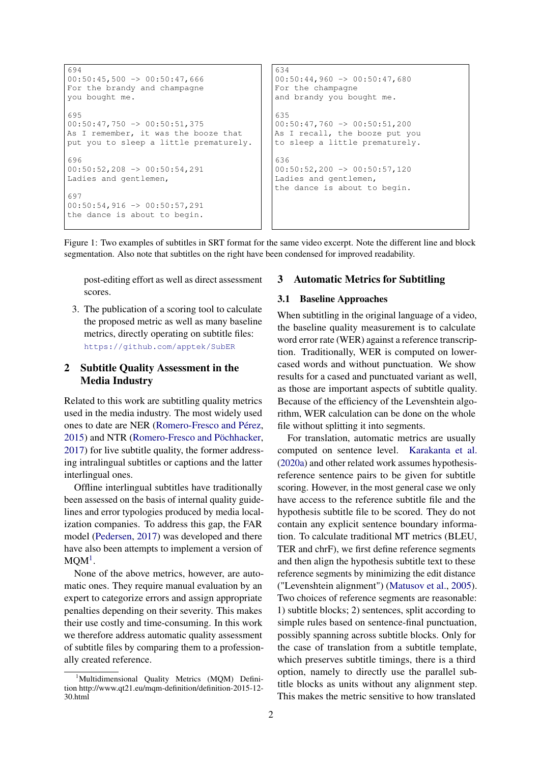```
694
00:50:45,500 -> 00:50:47,666
For the brandy and champagne
you bought me.

695
00:50:47,750 -> 00:50:51,375
As I remember, it was the booze that
put you to sleep a little prematurely.

696
00:50:52,208 -> 00:50:54,291
Ladies and gentlemen,

697
00:50:54,916 -> 00:50:57,291
the dance is about to begin.
```

```
634
00:50:44,960 -> 00:50:47,680
For the champagne
and brandy you bought me.

635
00:50:47,760 -> 00:50:51,200
As I recall, the booze put you
to sleep a little prematurely.

636
00:50:52,200 -> 00:50:57,120
Ladies and gentlemen,
the dance is about to begin.
```

Figure 1: Two examples of subtitles in SRT format for the same video excerpt. Note the different line and block segmentation. Also note that subtitles on the right have been condensed for improved readability.

post-editing effort as well as direct assessment scores.

3. The publication of a scoring tool to calculate the proposed metric as well as many baseline metrics, directly operating on subtitle files: https://github.com/apptek/SubER

## 2 Subtitle Quality Assessment in the Media Industry

Related to this work are subtitling quality metrics used in the media industry. The most widely used ones to date are NER (Romero-Fresco and Pérez, 2015) and NTR (Romero-Fresco and Pöchhacker, 2017) for live subtitle quality, the former addressing intralingual subtitles or captions and the latter interlingual ones.

Offline interlingual subtitles have traditionally been assessed on the basis of internal quality guidelines and error typologies produced by media localization companies. To address this gap, the FAR model (Pedersen, 2017) was developed and there have also been attempts to implement a version of MQM[1].

None of the above metrics, however, are automatic ones. They require manual evaluation by an expert to categorize errors and assign appropriate penalties depending on their severity. This makes their use costly and time-consuming. In this work we therefore address automatic quality assessment of subtitle files by comparing them to a professionally created reference.

[1] Multidimensional Quality Metrics (MQM) Definition http://www.qt21.eu/mqm-definition/definition-2015-12-30.html

## 3 Automatic Metrics for Subtitling

### 3.1 Baseline Approaches

When subtitling in the original language of a video, the baseline quality measurement is to calculate word error rate (WER) against a reference transcription. Traditionally, WER is computed on lower-cased words and without punctuation. We show results for a cased and punctuated variant as well, as those are important aspects of subtitle quality. Because of the efficiency of the Levenshtein algorithm, WER calculation can be done on the whole file without splitting it into segments.

For translation, automatic metrics are usually computed on sentence level. Karakanta et al. (2020a) and other related work assumes hypothesis-reference sentence pairs to be given for subtitle scoring. However, in the most general case we only have access to the reference subtitle file and the hypothesis subtitle file to be scored. They do not contain any explicit sentence boundary information. To calculate traditional MT metrics (BLEU, TER and chrF), we first define reference segments and then align the hypothesis subtitle text to these reference segments by minimizing the edit distance ("Levenshtein alignment") (Matusov et al., 2005). Two choices of reference segments are reasonable: 1) subtitle blocks; 2) sentences, split according to simple rules based on sentence-final punctuation, possibly spanning across subtitle blocks. Only for the case of translation from a subtitle template, which preserves subtitle timings, there is a third option, namely to directly use the parallel subtitle blocks as units without any alignment step. This makes the metric sensitive to how translated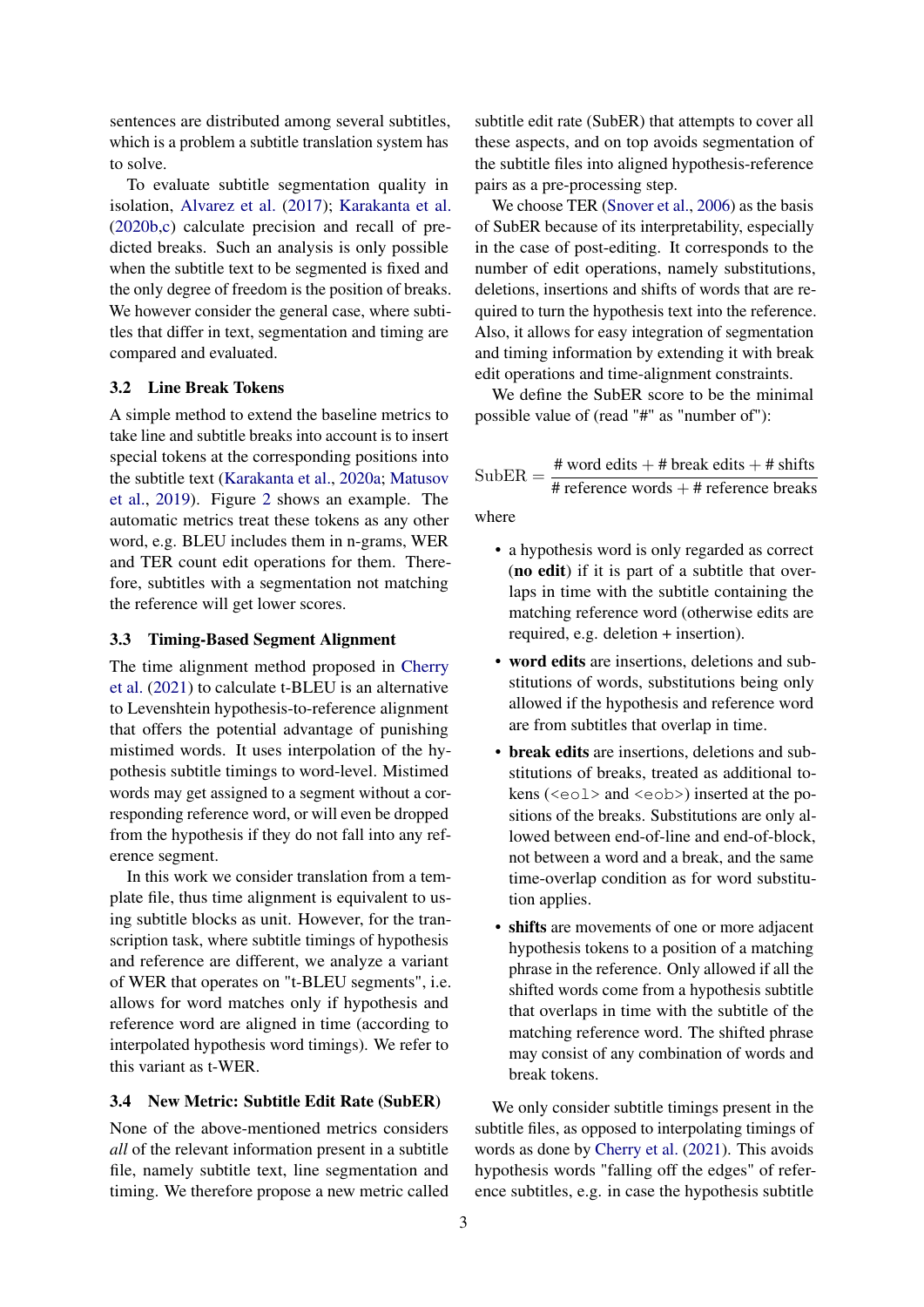sentences are distributed among several subtitles, which is a problem a subtitle translation system has to solve.

To evaluate subtitle segmentation quality in isolation, Alvarez et al. (2017); Karakanta et al. (2020b,c) calculate precision and recall of predicted breaks. Such an analysis is only possible when the subtitle text to be segmented is fixed and the only degree of freedom is the position of breaks. We however consider the general case, where subtitles that differ in text, segmentation and timing are compared and evaluated.

### 3.2 Line Break Tokens

A simple method to extend the baseline metrics to take line and subtitle breaks into account is to insert special tokens at the corresponding positions into the subtitle text (Karakanta et al., 2020a; Matusov et al., 2019). Figure 2 shows an example. The automatic metrics treat these tokens as any other word, e.g. BLEU includes them in n-grams, WER and TER count edit operations for them. Therefore, subtitles with a segmentation not matching the reference will get lower scores.

### 3.3 Timing-Based Segment Alignment

The time alignment method proposed in Cherry et al. (2021) to calculate t-BLEU is an alternative to Levenshtein hypothesis-to-reference alignment that offers the potential advantage of punishing mistimed words. It uses interpolation of the hypothesis subtitle timings to word-level. Mistimed words may get assigned to a segment without a corresponding reference word, or will even be dropped from the hypothesis if they do not fall into any reference segment.

In this work we consider translation from a template file, thus time alignment is equivalent to using subtitle blocks as unit. However, for the transcription task, where subtitle timings of hypothesis and reference are different, we analyze a variant of WER that operates on "t-BLEU segments", i.e. allows for word matches only if hypothesis and reference word are aligned in time (according to interpolated hypothesis word timings). We refer to this variant as t-WER.

### 3.4 New Metric: Subtitle Edit Rate (SubER)

None of the above-mentioned metrics considers *all* of the relevant information present in a subtitle file, namely subtitle text, line segmentation and timing. We therefore propose a new metric called subtitle edit rate (SubER) that attempts to cover all these aspects, and on top avoids segmentation of the subtitle files into aligned hypothesis-reference pairs as a pre-processing step.

We choose TER (Snover et al., 2006) as the basis of SubER because of its interpretability, especially in the case of post-editing. It corresponds to the number of edit operations, namely substitutions, deletions, insertions and shifts of words that are required to turn the hypothesis text into the reference. Also, it allows for easy integration of segmentation and timing information by extending it with break edit operations and time-alignment constraints.

We define the SubER score to be the minimal possible value of (read "#" as "number of"):

$$\text{SubER} = \frac{\text{\# word edits} + \text{\# break edits} + \text{\# shifts}}{\text{\# reference words} + \text{\# reference breaks}}$$

where

- a hypothesis word is only regarded as correct (**no edit**) if it is part of a subtitle that overlaps in time with the subtitle containing the matching reference word (otherwise edits are required, e.g. deletion + insertion).
- **word edits** are insertions, deletions and substitutions of words, substitutions being only allowed if the hypothesis and reference word are from subtitles that overlap in time.
- **break edits** are insertions, deletions and substitutions of breaks, treated as additional tokens (`<eol>` and `<eob>`) inserted at the positions of the breaks. Substitutions are only allowed between end-of-line and end-of-block, not between a word and a break, and the same time-overlap condition as for word substitution applies.
- **shifts** are movements of one or more adjacent hypothesis tokens to a position of a matching phrase in the reference. Only allowed if all the shifted words come from a hypothesis subtitle that overlaps in time with the subtitle of the matching reference word. The shifted phrase may consist of any combination of words and break tokens.

We only consider subtitle timings present in the subtitle files, as opposed to interpolating timings of words as done by Cherry et al. (2021). This avoids hypothesis words "falling off the edges" of reference subtitles, e.g. in case the hypothesis subtitle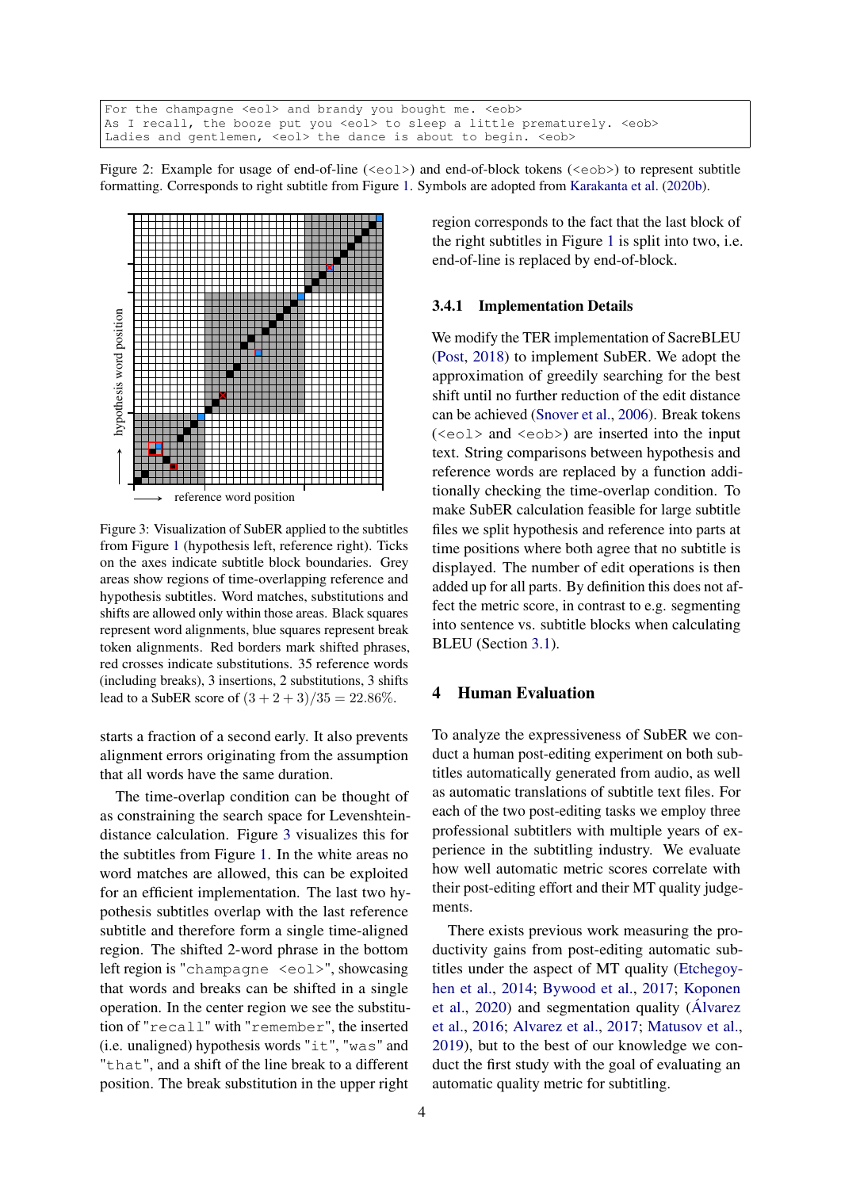```
For the champagne <eol> and brandy you bought me. <eob>
As I recall, the booze put you <eol> to sleep a little prematurely. <eob>
Ladies and gentlemen, <eol> the dance is about to begin. <eob>
```

Figure 2: Example for usage of end-of-line (`<eol>`) and end-of-block tokens (`<eob>`) to represent subtitle formatting. Corresponds to right subtitle from Figure 1. Symbols are adopted from Karakanta et al. (2020b).

Figure 3: Visualization of SubER applied to the subtitles from Figure 1 (hypothesis left, reference right). Ticks on the axes indicate subtitle block boundaries. Grey areas show regions of time-overlapping reference and hypothesis subtitles. Word matches, substitutions and shifts are allowed only within those areas. Black squares represent word alignments, blue squares represent break token alignments. Red borders mark shifted phrases, red crosses indicate substitutions. 35 reference words (including breaks), 3 insertions, 2 substitutions, 3 shifts lead to a SubER score of $(3 + 2 + 3)/35 = 22.86\%$.

starts a fraction of a second early. It also prevents alignment errors originating from the assumption that all words have the same duration.

The time-overlap condition can be thought of as constraining the search space for Levenshtein-distance calculation. Figure 3 visualizes this for the subtitles from Figure 1. In the white areas no word matches are allowed, this can be exploited for an efficient implementation. The last two hypothesis subtitles overlap with the last reference subtitle and therefore form a single time-aligned region. The shifted 2-word phrase in the bottom left region is "`champagne <eol>`", showcasing that words and breaks can be shifted in a single operation. In the center region we see the substitution of "`recall`" with "`remember`", the inserted (i.e. unaligned) hypothesis words "`it`", "`was`" and "`that`", and a shift of the line break to a different position. The break substitution in the upper right region corresponds to the fact that the last block of the right subtitles in Figure 1 is split into two, i.e. end-of-line is replaced by end-of-block.

### 3.4.1 Implementation Details

We modify the TER implementation of SacreBLEU (Post, 2018) to implement SubER. We adopt the approximation of greedily searching for the best shift until no further reduction of the edit distance can be achieved (Snover et al., 2006). Break tokens (`<eol>` and `<eob>`) are inserted into the input text. String comparisons between hypothesis and reference words are replaced by a function additionally checking the time-overlap condition. To make SubER calculation feasible for large subtitle files we split hypothesis and reference into parts at time positions where both agree that no subtitle is displayed. The number of edit operations is then added up for all parts. By definition this does not affect the metric score, in contrast to e.g. segmenting into sentence vs. subtitle blocks when calculating BLEU (Section 3.1).

## 4 Human Evaluation

To analyze the expressiveness of SubER we conduct a human post-editing experiment on both subtitles automatically generated from audio, as well as automatic translations of subtitle text files. For each of the two post-editing tasks we employ three professional subtitlers with multiple years of experience in the subtitling industry. We evaluate how well automatic metric scores correlate with their post-editing effort and their MT quality judgements.

There exists previous work measuring the productivity gains from post-editing automatic subtitles under the aspect of MT quality (Etchegoyhen et al., 2014; Bywood et al., 2017; Koponen et al., 2020) and segmentation quality (Álvarez et al., 2016; Alvarez et al., 2017; Matusov et al., 2019), but to the best of our knowledge we conduct the first study with the goal of evaluating an automatic quality metric for subtitling.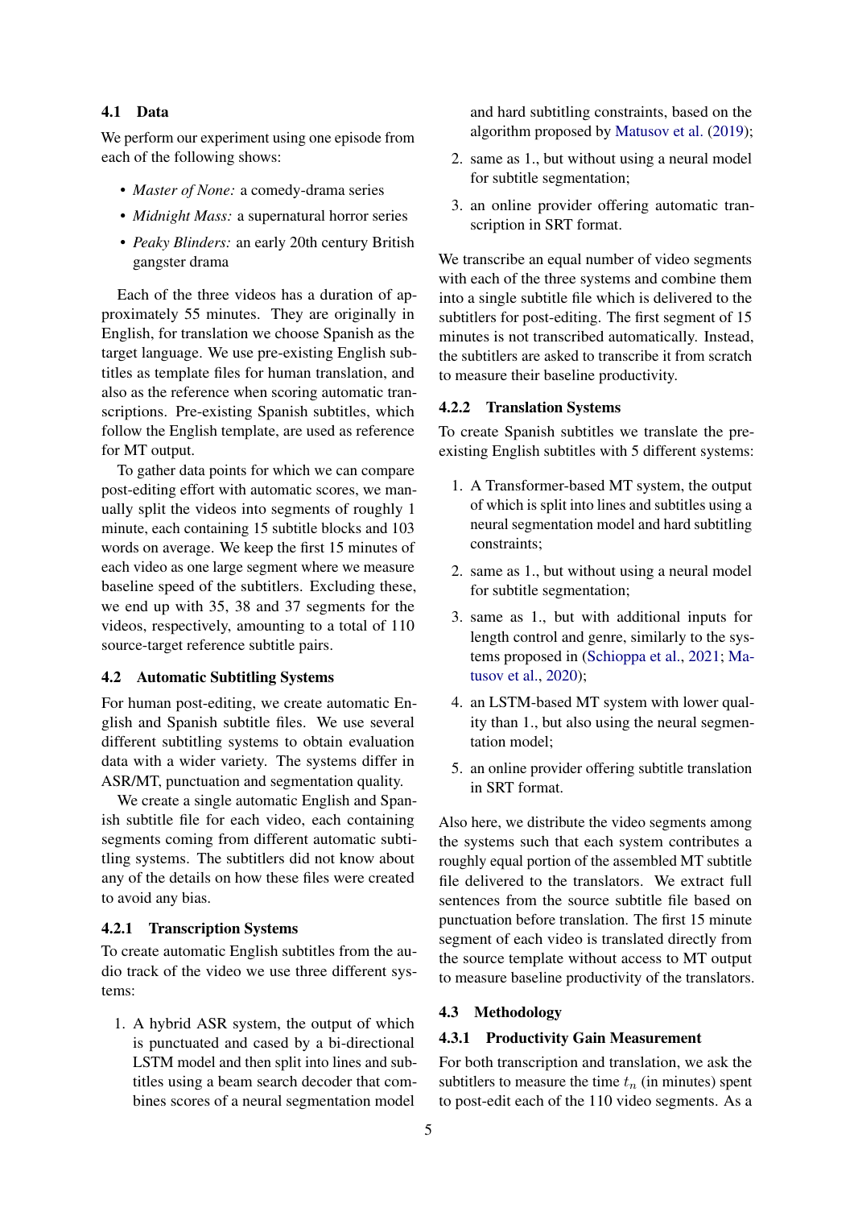### 4.1 Data

We perform our experiment using one episode from each of the following shows:

- *Master of None:* a comedy-drama series
- *Midnight Mass:* a supernatural horror series
- *Peaky Blinders:* an early 20th century British gangster drama

Each of the three videos has a duration of approximately 55 minutes. They are originally in English, for translation we choose Spanish as the target language. We use pre-existing English subtitles as template files for human translation, and also as the reference when scoring automatic transcriptions. Pre-existing Spanish subtitles, which follow the English template, are used as reference for MT output.

To gather data points for which we can compare post-editing effort with automatic scores, we manually split the videos into segments of roughly 1 minute, each containing 15 subtitle blocks and 103 words on average. We keep the first 15 minutes of each video as one large segment where we measure baseline speed of the subtitlers. Excluding these, we end up with 35, 38 and 37 segments for the videos, respectively, amounting to a total of 110 source-target reference subtitle pairs.

### 4.2 Automatic Subtitling Systems

For human post-editing, we create automatic English and Spanish subtitle files. We use several different subtitling systems to obtain evaluation data with a wider variety. The systems differ in ASR/MT, punctuation and segmentation quality.

We create a single automatic English and Spanish subtitle file for each video, each containing segments coming from different automatic subtitling systems. The subtitlers did not know about any of the details on how these files were created to avoid any bias.

#### 4.2.1 Transcription Systems

To create automatic English subtitles from the audio track of the video we use three different systems:

1. A hybrid ASR system, the output of which is punctuated and cased by a bi-directional LSTM model and then split into lines and subtitles using a beam search decoder that combines scores of a neural segmentation model and hard subtitling constraints, based on the algorithm proposed by Matusov et al. (2019);
2. same as 1., but without using a neural model for subtitle segmentation;
3. an online provider offering automatic transcription in SRT format.

We transcribe an equal number of video segments with each of the three systems and combine them into a single subtitle file which is delivered to the subtitlers for post-editing. The first segment of 15 minutes is not transcribed automatically. Instead, the subtitlers are asked to transcribe it from scratch to measure their baseline productivity.

#### 4.2.2 Translation Systems

To create Spanish subtitles we translate the pre-existing English subtitles with 5 different systems:

1. A Transformer-based MT system, the output of which is split into lines and subtitles using a neural segmentation model and hard subtitling constraints;
2. same as 1., but without using a neural model for subtitle segmentation;
3. same as 1., but with additional inputs for length control and genre, similarly to the systems proposed in (Schioppa et al., 2021; Matusov et al., 2020);
4. an LSTM-based MT system with lower quality than 1., but also using the neural segmentation model;
5. an online provider offering subtitle translation in SRT format.

Also here, we distribute the video segments among the systems such that each system contributes a roughly equal portion of the assembled MT subtitle file delivered to the translators. We extract full sentences from the source subtitle file based on punctuation before translation. The first 15 minute segment of each video is translated directly from the source template without access to MT output to measure baseline productivity of the translators.

### 4.3 Methodology

#### 4.3.1 Productivity Gain Measurement

For both transcription and translation, we ask the subtitlers to measure the time $t_n$ (in minutes) spent to post-edit each of the 110 video segments. As a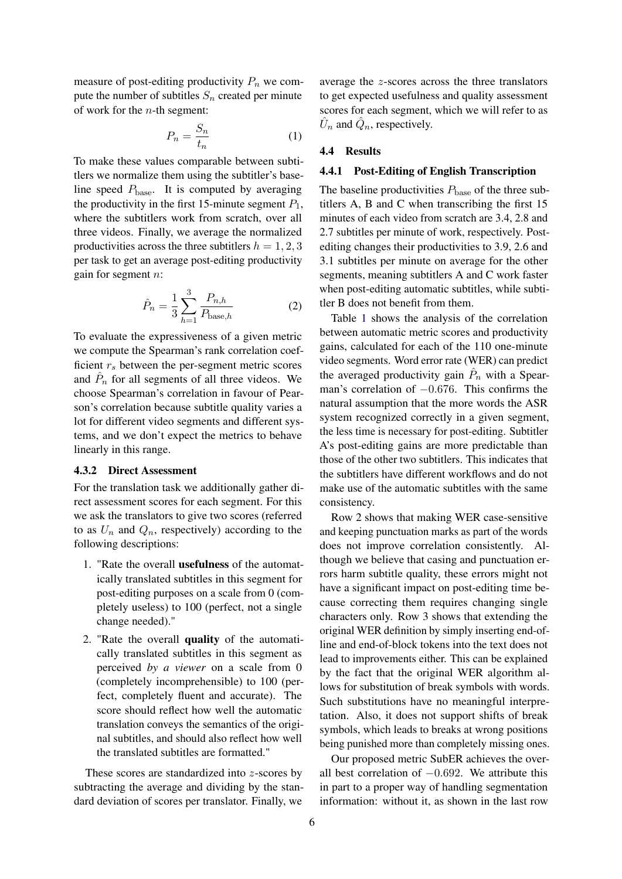measure of post-editing productivity $P_n$ we compute the number of subtitles $S_n$ created per minute of work for the $n$-th segment:

$$P_n = \frac{S_n}{t_n} \tag{1}$$

To make these values comparable between subtitlers we normalize them using the subtitler's baseline speed $P_{\text{base}}$. It is computed by averaging the productivity in the first 15-minute segment $P_1$, where the subtitlers work from scratch, over all three videos. Finally, we average the normalized productivities across the three subtitlers $h = 1, 2, 3$ per task to get an average post-editing productivity gain for segment $n$:

$$\hat{P}_n = \frac{1}{3} \sum_{h=1}^{3} \frac{P_{n,h}}{P_{\text{base},h}} \tag{2}$$

To evaluate the expressiveness of a given metric we compute the Spearman's rank correlation coefficient $r_s$ between the per-segment metric scores and $\hat{P}_n$ for all segments of all three videos. We choose Spearman's correlation in favour of Pearson's correlation because subtitle quality varies a lot for different video segments and different systems, and we don't expect the metrics to behave linearly in this range.

#### 4.3.2 Direct Assessment

For the translation task we additionally gather direct assessment scores for each segment. For this we ask the translators to give two scores (referred to as $U_n$ and $Q_n$, respectively) according to the following descriptions:

1. "Rate the overall **usefulness** of the automatically translated subtitles in this segment for post-editing purposes on a scale from 0 (completely useless) to 100 (perfect, not a single change needed)."
2. "Rate the overall **quality** of the automatically translated subtitles in this segment as perceived *by a viewer* on a scale from 0 (completely incomprehensible) to 100 (perfect, completely fluent and accurate). The score should reflect how well the automatic translation conveys the semantics of the original subtitles, and should also reflect how well the translated subtitles are formatted."

These scores are standardized into $z$-scores by subtracting the average and dividing by the standard deviation of scores per translator. Finally, we average the $z$-scores across the three translators to get expected usefulness and quality assessment scores for each segment, which we will refer to as $\hat{U}_n$ and $\hat{Q}_n$, respectively.

### 4.4 Results

#### 4.4.1 Post-Editing of English Transcription

The baseline productivities $P_{\text{base}}$ of the three subtitlers A, B and C when transcribing the first 15 minutes of each video from scratch are 3.4, 2.8 and 2.7 subtitles per minute of work, respectively. Post-editing changes their productivities to 3.9, 2.6 and 3.1 subtitles per minute on average for the other segments, meaning subtitlers A and C work faster when post-editing automatic subtitles, while subtitler B does not benefit from them.

Table 1 shows the analysis of the correlation between automatic metric scores and productivity gains, calculated for each of the 110 one-minute video segments. Word error rate (WER) can predict the averaged productivity gain $\hat{P}_n$ with a Spearman's correlation of $-0.676$. This confirms the natural assumption that the more words the ASR system recognized correctly in a given segment, the less time is necessary for post-editing. Subtitler A's post-editing gains are more predictable than those of the other two subtitlers. This indicates that the subtitlers have different workflows and do not make use of the automatic subtitles with the same consistency.

Row 2 shows that making WER case-sensitive and keeping punctuation marks as part of the words does not improve correlation consistently. Although we believe that casing and punctuation errors harm subtitle quality, these errors might not have a significant impact on post-editing time because correcting them requires changing single characters only. Row 3 shows that extending the original WER definition by simply inserting end-of-line and end-of-block tokens into the text does not lead to improvements either. This can be explained by the fact that the original WER algorithm allows for substitution of break symbols with words. Such substitutions have no meaningful interpretation. Also, it does not support shifts of break symbols, which leads to breaks at wrong positions being punished more than completely missing ones.

Our proposed metric SubER achieves the overall best correlation of $-0.692$. We attribute this in part to a proper way of handling segmentation information: without it, as shown in the last row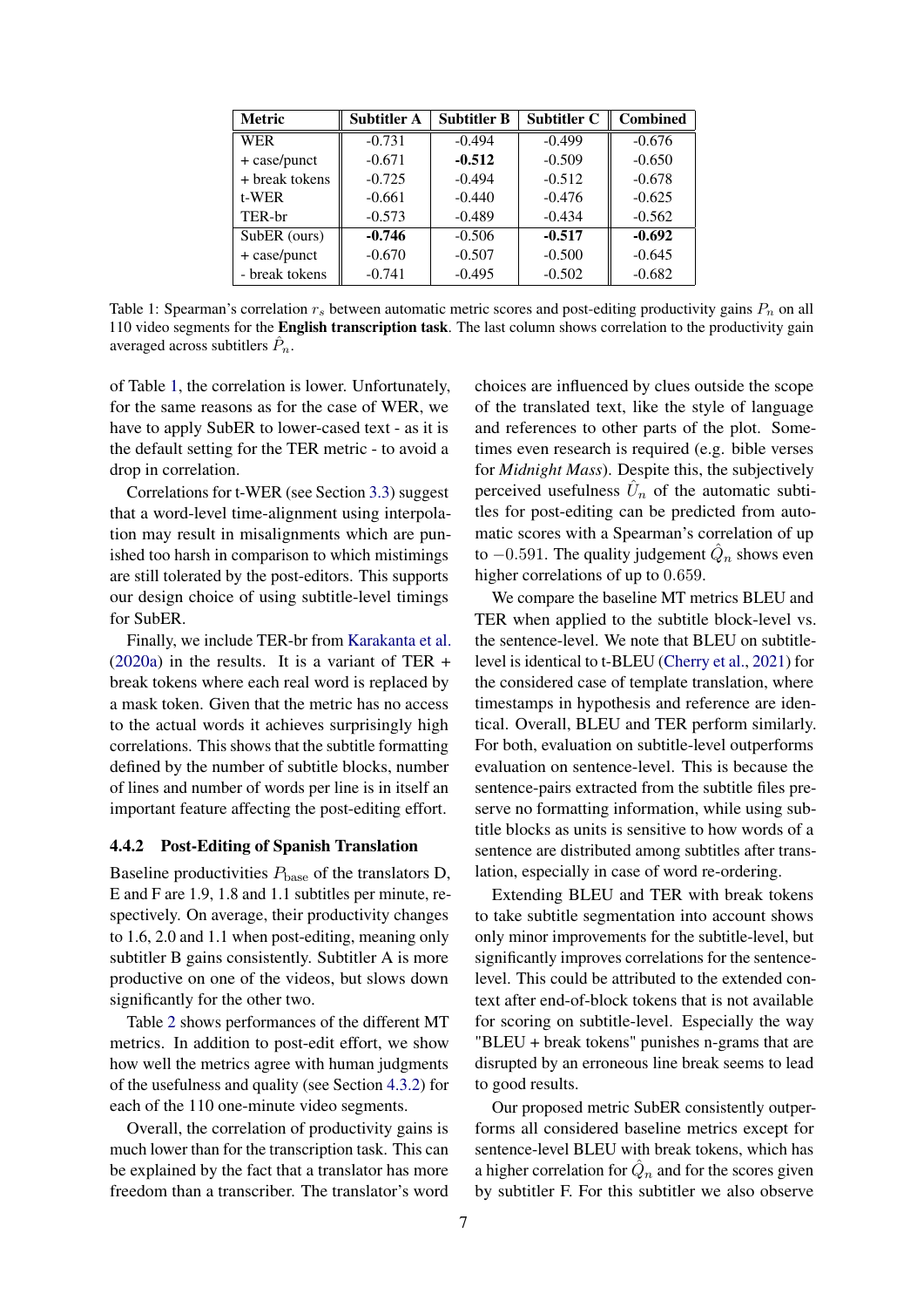| Metric | Subtitler A | Subtitler B | Subtitler C | Combined |
|---|---|---|---|---|
| WER | -0.731 | -0.494 | -0.499 | -0.676 |
| + case/punct | -0.671 | **-0.512** | -0.509 | -0.650 |
| + break tokens | -0.725 | -0.494 | -0.512 | -0.678 |
| t-WER | -0.661 | -0.440 | -0.476 | -0.625 |
| TER-br | -0.573 | -0.489 | -0.434 | -0.562 |
| SubER (ours) | **-0.746** | -0.506 | **-0.517** | **-0.692** |
| + case/punct | -0.670 | -0.507 | -0.500 | -0.645 |
| - break tokens | -0.741 | -0.495 | -0.502 | -0.682 |

Table 1: Spearman's correlation $r_s$ between automatic metric scores and post-editing productivity gains $P_n$ on all 110 video segments for the **English transcription task**. The last column shows correlation to the productivity gain averaged across subtitlers $\hat{P}_n$.

of Table 1, the correlation is lower. Unfortunately, for the same reasons as for the case of WER, we have to apply SubER to lower-cased text - as it is the default setting for the TER metric - to avoid a drop in correlation.

Correlations for t-WER (see Section 3.3) suggest that a word-level time-alignment using interpolation may result in misalignments which are punished too harsh in comparison to which mistimings are still tolerated by the post-editors. This supports our design choice of using subtitle-level timings for SubER.

Finally, we include TER-br from Karakanta et al. (2020a) in the results. It is a variant of TER + break tokens where each real word is replaced by a mask token. Given that the metric has no access to the actual words it achieves surprisingly high correlations. This shows that the subtitle formatting defined by the number of subtitle blocks, number of lines and number of words per line is in itself an important feature affecting the post-editing effort.

#### 4.4.2 Post-Editing of Spanish Translation

Baseline productivities $P_{\text{base}}$ of the translators D, E and F are 1.9, 1.8 and 1.1 subtitles per minute, respectively. On average, their productivity changes to 1.6, 2.0 and 1.1 when post-editing, meaning only subtitler B gains consistently. Subtitler A is more productive on one of the videos, but slows down significantly for the other two.

Table 2 shows performances of the different MT metrics. In addition to post-edit effort, we show how well the metrics agree with human judgments of the usefulness and quality (see Section 4.3.2) for each of the 110 one-minute video segments.

Overall, the correlation of productivity gains is much lower than for the transcription task. This can be explained by the fact that a translator has more freedom than a transcriber. The translator's word choices are influenced by clues outside the scope of the translated text, like the style of language and references to other parts of the plot. Sometimes even research is required (e.g. bible verses for *Midnight Mass*). Despite this, the subjectively perceived usefulness $\hat{U}_n$ of the automatic subtitles for post-editing can be predicted from automatic scores with a Spearman's correlation of up to $-0.591$. The quality judgement $\hat{Q}_n$ shows even higher correlations of up to $0.659$.

We compare the baseline MT metrics BLEU and TER when applied to the subtitle block-level vs. the sentence-level. We note that BLEU on subtitle-level is identical to t-BLEU (Cherry et al., 2021) for the considered case of template translation, where timestamps in hypothesis and reference are identical. Overall, BLEU and TER perform similarly. For both, evaluation on subtitle-level outperforms evaluation on sentence-level. This is because the sentence-pairs extracted from the subtitle files preserve no formatting information, while using subtitle blocks as units is sensitive to how words of a sentence are distributed among subtitles after translation, especially in case of word re-ordering.

Extending BLEU and TER with break tokens to take subtitle segmentation into account shows only minor improvements for the subtitle-level, but significantly improves correlations for the sentence-level. This could be attributed to the extended context after end-of-block tokens that is not available for scoring on subtitle-level. Especially the way "BLEU + break tokens" punishes n-grams that are disrupted by an erroneous line break seems to lead to good results.

Our proposed metric SubER consistently outperforms all considered baseline metrics except for sentence-level BLEU with break tokens, which has a higher correlation for $\hat{Q}_n$ and for the scores given by subtitler F. For this subtitler we also observe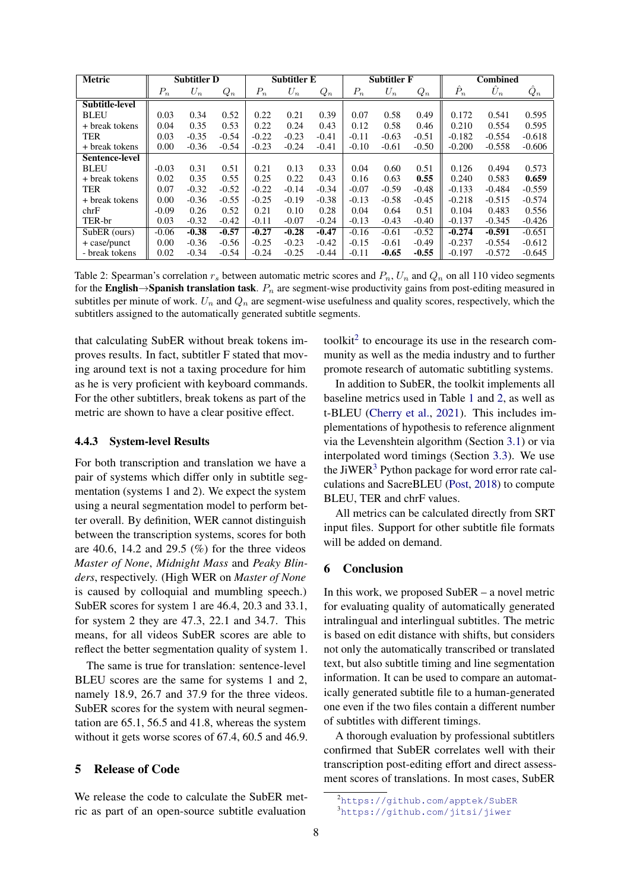| Metric | Subtitler D | | | Subtitler E | | | Subtitler F | | | Combined | | |
|---|---|---|---|---|---|---|---|---|---|---|---|---|
| | $P_n$ | $U_n$ | $Q_n$ | $P_n$ | $U_n$ | $Q_n$ | $P_n$ | $U_n$ | $Q_n$ | $\hat{P}_n$ | $\hat{U}_n$ | $\hat{Q}_n$ |
| **Subtitle-level** | | | | | | | | | | | | |
| BLEU | 0.03 | 0.34 | 0.52 | 0.22 | 0.21 | 0.39 | 0.07 | 0.58 | 0.49 | 0.172 | 0.541 | 0.595 |
| + break tokens | 0.04 | 0.35 | 0.53 | 0.22 | 0.24 | 0.43 | 0.12 | 0.58 | 0.46 | 0.210 | 0.554 | 0.595 |
| TER | 0.03 | -0.35 | -0.54 | -0.22 | -0.23 | -0.41 | -0.11 | -0.63 | -0.51 | -0.182 | -0.554 | -0.618 |
| + break tokens | 0.00 | -0.36 | -0.54 | -0.23 | -0.24 | -0.41 | -0.10 | -0.61 | -0.50 | -0.200 | -0.558 | -0.606 |
| **Sentence-level** | | | | | | | | | | | | |
| BLEU | -0.03 | 0.31 | 0.51 | 0.21 | 0.13 | 0.33 | 0.04 | 0.60 | 0.51 | 0.126 | 0.494 | 0.573 |
| + break tokens | 0.02 | 0.35 | 0.55 | 0.25 | 0.22 | 0.43 | 0.16 | 0.63 | **0.55** | 0.240 | 0.583 | **0.659** |
| TER | 0.07 | -0.32 | -0.52 | -0.22 | -0.14 | -0.34 | -0.07 | -0.59 | -0.48 | -0.133 | -0.484 | -0.559 |
| + break tokens | 0.00 | -0.36 | -0.55 | -0.25 | -0.19 | -0.38 | -0.13 | -0.58 | -0.45 | -0.218 | -0.515 | -0.574 |
| chrF | -0.09 | 0.26 | 0.52 | 0.21 | 0.10 | 0.28 | 0.04 | 0.64 | 0.51 | 0.104 | 0.483 | 0.556 |
| TER-br | 0.03 | -0.32 | -0.42 | -0.11 | -0.07 | -0.24 | -0.13 | -0.43 | -0.40 | -0.137 | -0.345 | -0.426 |
| SubER (ours) | -0.06 | **-0.38** | **-0.57** | **-0.27** | **-0.28** | **-0.47** | -0.16 | -0.61 | -0.52 | **-0.274** | **-0.591** | -0.651 |
| + case/punct | 0.00 | -0.36 | -0.56 | -0.25 | -0.23 | -0.42 | -0.15 | -0.61 | -0.49 | -0.237 | -0.554 | -0.612 |
| - break tokens | 0.02 | -0.34 | -0.54 | -0.24 | -0.25 | -0.44 | -0.11 | **-0.65** | **-0.55** | -0.197 | -0.572 | -0.645 |

Table 2: Spearman's correlation $r_s$ between automatic metric scores and $P_n$, $U_n$ and $Q_n$ on all 110 video segments for the **English→Spanish translation task**. $P_n$ are segment-wise productivity gains from post-editing measured in subtitles per minute of work. $U_n$ and $Q_n$ are segment-wise usefulness and quality scores, respectively, which the subtitlers assigned to the automatically generated subtitle segments.

that calculating SubER without break tokens improves results. In fact, subtitler F stated that moving around text is not a taxing procedure for him as he is very proficient with keyboard commands. For the other subtitlers, break tokens as part of the metric are shown to have a clear positive effect.

### 4.4.3 System-level Results

For both transcription and translation we have a pair of systems which differ only in subtitle segmentation (systems 1 and 2). We expect the system using a neural segmentation model to perform better overall. By definition, WER cannot distinguish between the transcription systems, scores for both are 40.6, 14.2 and 29.5 (%) for the three videos *Master of None*, *Midnight Mass* and *Peaky Blinders*, respectively. (High WER on *Master of None* is caused by colloquial and mumbling speech.) SubER scores for system 1 are 46.4, 20.3 and 33.1, for system 2 they are 47.3, 22.1 and 34.7. This means, for all videos SubER scores are able to reflect the better segmentation quality of system 1.

The same is true for translation: sentence-level BLEU scores are the same for systems 1 and 2, namely 18.9, 26.7 and 37.9 for the three videos. SubER scores for the system with neural segmentation are 65.1, 56.5 and 41.8, whereas the system without it gets worse scores of 67.4, 60.5 and 46.9.

## 5 Release of Code

We release the code to calculate the SubER metric as part of an open-source subtitle evaluation toolkit[2] to encourage its use in the research community as well as the media industry and to further promote research of automatic subtitling systems.

In addition to SubER, the toolkit implements all baseline metrics used in Table 1 and 2, as well as t-BLEU (Cherry et al., 2021). This includes implementations of hypothesis to reference alignment via the Levenshtein algorithm (Section 3.1) or via interpolated word timings (Section 3.3). We use the JiWER[3] Python package for word error rate calculations and SacreBLEU (Post, 2018) to compute BLEU, TER and chrF values.

All metrics can be calculated directly from SRT input files. Support for other subtitle file formats will be added on demand.

## 6 Conclusion

In this work, we proposed SubER – a novel metric for evaluating quality of automatically generated intralingual and interlingual subtitles. The metric is based on edit distance with shifts, but considers not only the automatically transcribed or translated text, but also subtitle timing and line segmentation information. It can be used to compare an automatically generated subtitle file to a human-generated one even if the two files contain a different number of subtitles with different timings.

A thorough evaluation by professional subtitlers confirmed that SubER correlates well with their transcription post-editing effort and direct assessment scores of translations. In most cases, SubER

[2] https://github.com/apptek/SubER

[3] https://github.com/jitsi/jiwer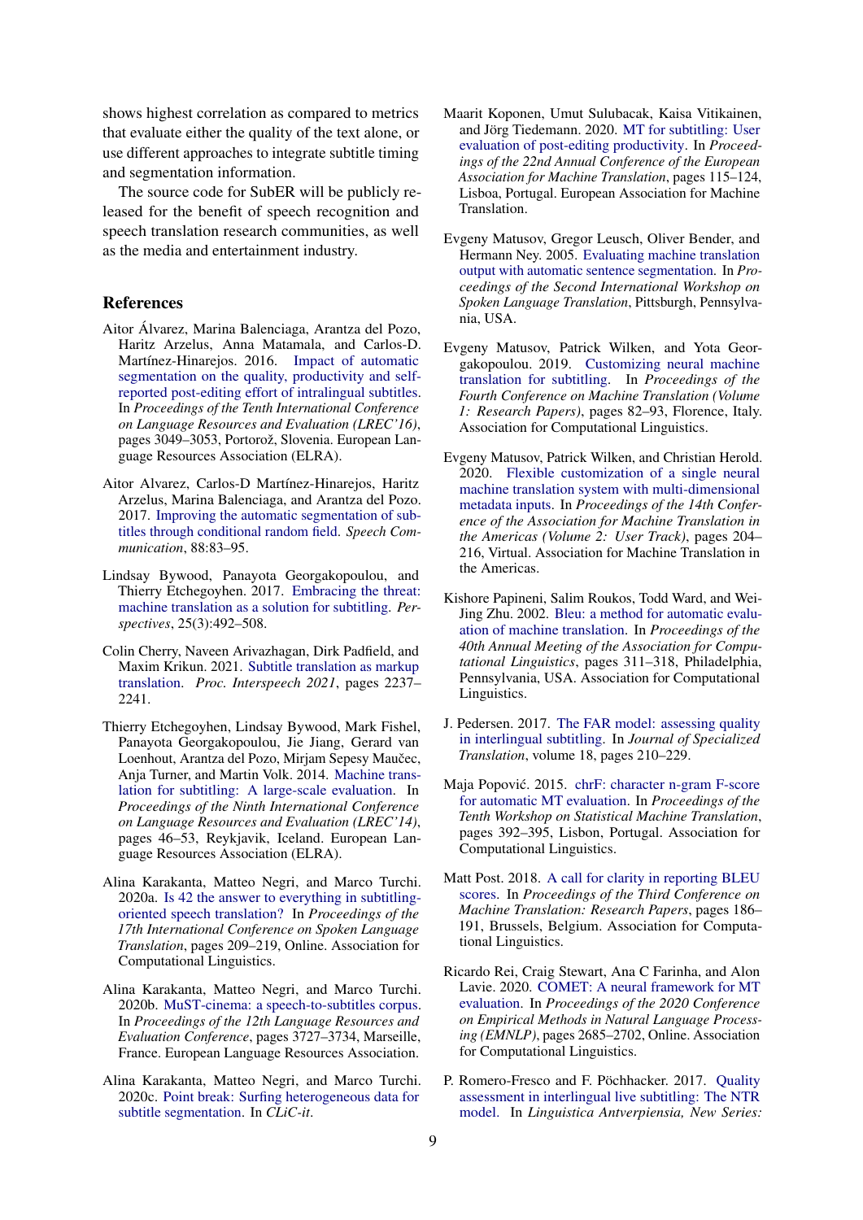shows highest correlation as compared to metrics that evaluate either the quality of the text alone, or use different approaches to integrate subtitle timing and segmentation information.

The source code for SubER will be publicly released for the benefit of speech recognition and speech translation research communities, as well as the media and entertainment industry.

## References

Aitor Álvarez, Marina Balenciaga, Arantza del Pozo, Haritz Arzelus, Anna Matamala, and Carlos-D. Martínez-Hinarejos. 2016. Impact of automatic segmentation on the quality, productivity and self-reported post-editing effort of intralingual subtitles. In *Proceedings of the Tenth International Conference on Language Resources and Evaluation (LREC'16)*, pages 3049–3053, Portorož, Slovenia. European Language Resources Association (ELRA).

Aitor Alvarez, Carlos-D Martínez-Hinarejos, Haritz Arzelus, Marina Balenciaga, and Arantza del Pozo. 2017. Improving the automatic segmentation of subtitles through conditional random field. *Speech Communication*, 88:83–95.

Lindsay Bywood, Panayota Georgakopoulou, and Thierry Etchegoyhen. 2017. Embracing the threat: machine translation as a solution for subtitling. *Perspectives*, 25(3):492–508.

Colin Cherry, Naveen Arivazhagan, Dirk Padfield, and Maxim Krikun. 2021. Subtitle translation as markup translation. *Proc. Interspeech 2021*, pages 2237–2241.

Thierry Etchegoyhen, Lindsay Bywood, Mark Fishel, Panayota Georgakopoulou, Jie Jiang, Gerard van Loenhout, Arantza del Pozo, Mirjam Sepesy Maučec, Anja Turner, and Martin Volk. 2014. Machine translation for subtitling: A large-scale evaluation. In *Proceedings of the Ninth International Conference on Language Resources and Evaluation (LREC'14)*, pages 46–53, Reykjavik, Iceland. European Language Resources Association (ELRA).

Alina Karakanta, Matteo Negri, and Marco Turchi. 2020a. Is 42 the answer to everything in subtitling-oriented speech translation? In *Proceedings of the 17th International Conference on Spoken Language Translation*, pages 209–219, Online. Association for Computational Linguistics.

Alina Karakanta, Matteo Negri, and Marco Turchi. 2020b. MuST-cinema: a speech-to-subtitles corpus. In *Proceedings of the 12th Language Resources and Evaluation Conference*, pages 3727–3734, Marseille, France. European Language Resources Association.

Alina Karakanta, Matteo Negri, and Marco Turchi. 2020c. Point break: Surfing heterogeneous data for subtitle segmentation. In *CLiC-it*.

Maarit Koponen, Umut Sulubacak, Kaisa Vitikainen, and Jörg Tiedemann. 2020. MT for subtitling: User evaluation of post-editing productivity. In *Proceedings of the 22nd Annual Conference of the European Association for Machine Translation*, pages 115–124, Lisboa, Portugal. European Association for Machine Translation.

Evgeny Matusov, Gregor Leusch, Oliver Bender, and Hermann Ney. 2005. Evaluating machine translation output with automatic sentence segmentation. In *Proceedings of the Second International Workshop on Spoken Language Translation*, Pittsburgh, Pennsylvania, USA.

Evgeny Matusov, Patrick Wilken, and Yota Georgakopoulou. 2019. Customizing neural machine translation for subtitling. In *Proceedings of the Fourth Conference on Machine Translation (Volume 1: Research Papers)*, pages 82–93, Florence, Italy. Association for Computational Linguistics.

Evgeny Matusov, Patrick Wilken, and Christian Herold. 2020. Flexible customization of a single neural machine translation system with multi-dimensional metadata inputs. In *Proceedings of the 14th Conference of the Association for Machine Translation in the Americas (Volume 2: User Track)*, pages 204–216, Virtual. Association for Machine Translation in the Americas.

Kishore Papineni, Salim Roukos, Todd Ward, and Wei-Jing Zhu. 2002. Bleu: a method for automatic evaluation of machine translation. In *Proceedings of the 40th Annual Meeting of the Association for Computational Linguistics*, pages 311–318, Philadelphia, Pennsylvania, USA. Association for Computational Linguistics.

J. Pedersen. 2017. The FAR model: assessing quality in interlingual subtitling. In *Journal of Specialized Translation*, volume 18, pages 210–229.

Maja Popović. 2015. chrF: character n-gram F-score for automatic MT evaluation. In *Proceedings of the Tenth Workshop on Statistical Machine Translation*, pages 392–395, Lisbon, Portugal. Association for Computational Linguistics.

Matt Post. 2018. A call for clarity in reporting BLEU scores. In *Proceedings of the Third Conference on Machine Translation: Research Papers*, pages 186–191, Brussels, Belgium. Association for Computational Linguistics.

Ricardo Rei, Craig Stewart, Ana C Farinha, and Alon Lavie. 2020. COMET: A neural framework for MT evaluation. In *Proceedings of the 2020 Conference on Empirical Methods in Natural Language Processing (EMNLP)*, pages 2685–2702, Online. Association for Computational Linguistics.

P. Romero-Fresco and F. Pöchhacker. 2017. Quality assessment in interlingual live subtitling: The NTR model. In *Linguistica Antverpiensia, New Series:*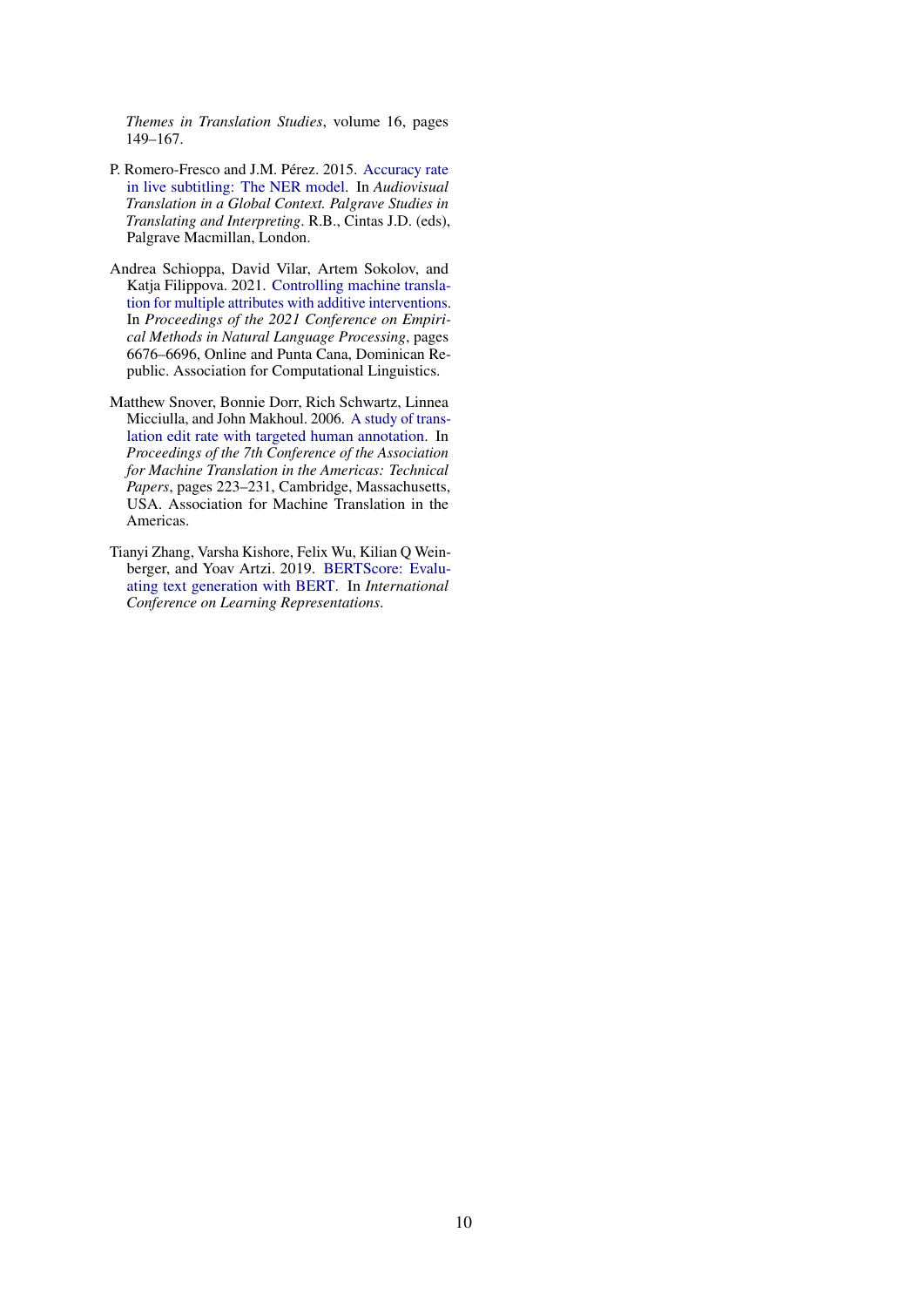*Themes in Translation Studies*, volume 16, pages 149–167.

P. Romero-Fresco and J.M. Pérez. 2015. Accuracy rate in live subtitling: The NER model. In *Audiovisual Translation in a Global Context. Palgrave Studies in Translating and Interpreting*. R.B., Cintas J.D. (eds), Palgrave Macmillan, London.

Andrea Schioppa, David Vilar, Artem Sokolov, and Katja Filippova. 2021. Controlling machine translation for multiple attributes with additive interventions. In *Proceedings of the 2021 Conference on Empirical Methods in Natural Language Processing*, pages 6676–6696, Online and Punta Cana, Dominican Republic. Association for Computational Linguistics.

Matthew Snover, Bonnie Dorr, Rich Schwartz, Linnea Micciulla, and John Makhoul. 2006. A study of translation edit rate with targeted human annotation. In *Proceedings of the 7th Conference of the Association for Machine Translation in the Americas: Technical Papers*, pages 223–231, Cambridge, Massachusetts, USA. Association for Machine Translation in the Americas.

Tianyi Zhang, Varsha Kishore, Felix Wu, Kilian Q Weinberger, and Yoav Artzi. 2019. BERTScore: Evaluating text generation with BERT. In *International Conference on Learning Representations*.